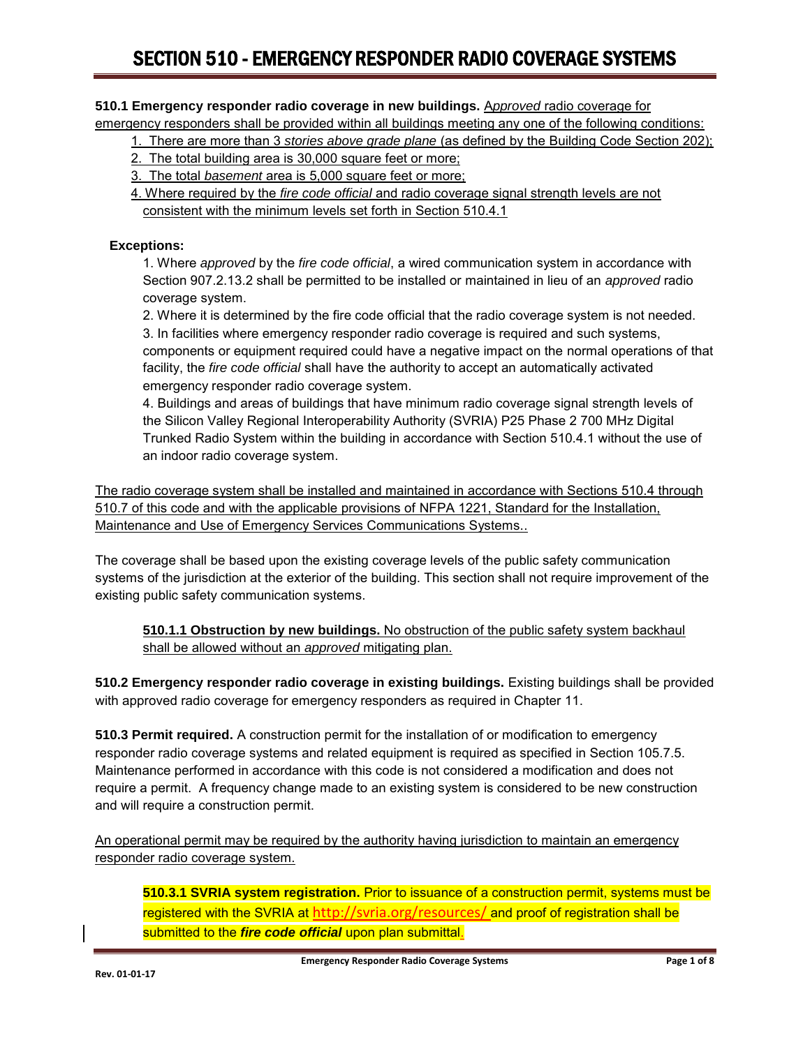# SECTION 510 - EMERGENCY RESPONDER RADIO COVERAGE SYSTEMS

**510.1 Emergency responder radio coverage in new buildings.** A*pproved* radio coverage for emergency responders shall be provided within all buildings meeting any one of the following conditions:

1. There are more than 3 *stories above grade plane* (as defined by the Building Code Section 202);
2. The total building area is 30,000 square feet or more;
3. The total *basement* area is 5,000 square feet or more;
4. Where required by the *fire code official* and radio coverage signal strength levels are not consistent with the minimum levels set forth in Section 510.4.1

**Exceptions:**

1. Where *approved* by the *fire code official*, a wired communication system in accordance with Section 907.2.13.2 shall be permitted to be installed or maintained in lieu of an *approved* radio coverage system.
2. Where it is determined by the fire code official that the radio coverage system is not needed.
3. In facilities where emergency responder radio coverage is required and such systems, components or equipment required could have a negative impact on the normal operations of that facility, the *fire code official* shall have the authority to accept an automatically activated emergency responder radio coverage system.
4. Buildings and areas of buildings that have minimum radio coverage signal strength levels of the Silicon Valley Regional Interoperability Authority (SVRIA) P25 Phase 2 700 MHz Digital Trunked Radio System within the building in accordance with Section 510.4.1 without the use of an indoor radio coverage system.

The radio coverage system shall be installed and maintained in accordance with Sections 510.4 through 510.7 of this code and with the applicable provisions of NFPA 1221, Standard for the Installation, Maintenance and Use of Emergency Services Communications Systems..

The coverage shall be based upon the existing coverage levels of the public safety communication systems of the jurisdiction at the exterior of the building. This section shall not require improvement of the existing public safety communication systems.

**510.1.1 Obstruction by new buildings.** No obstruction of the public safety system backhaul shall be allowed without an *approved* mitigating plan.

**510.2 Emergency responder radio coverage in existing buildings.** Existing buildings shall be provided with approved radio coverage for emergency responders as required in Chapter 11.

**510.3 Permit required.** A construction permit for the installation of or modification to emergency responder radio coverage systems and related equipment is required as specified in Section 105.7.5. Maintenance performed in accordance with this code is not considered a modification and does not require a permit. A frequency change made to an existing system is considered to be new construction and will require a construction permit.

An operational permit may be required by the authority having jurisdiction to maintain an emergency responder radio coverage system.

**510.3.1 SVRIA system registration.** Prior to issuance of a construction permit, systems must be registered with the SVRIA at http://svria.org/resources/ and proof of registration shall be submitted to the ***fire code official*** upon plan submittal.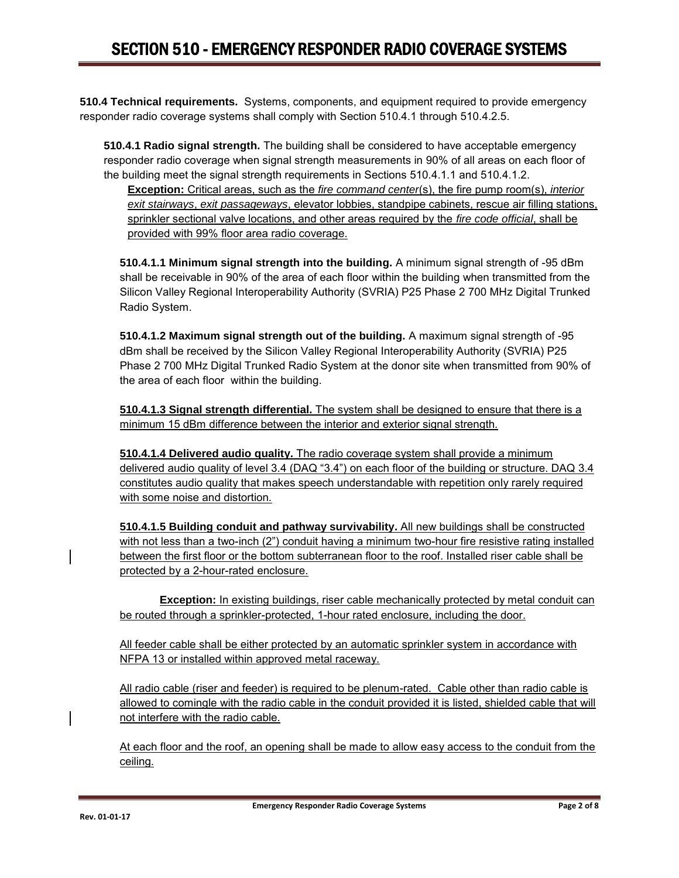# SECTION 510 - EMERGENCY RESPONDER RADIO COVERAGE SYSTEMS

**510.4 Technical requirements.** Systems, components, and equipment required to provide emergency responder radio coverage systems shall comply with Section 510.4.1 through 510.4.2.5.

**510.4.1 Radio signal strength.** The building shall be considered to have acceptable emergency responder radio coverage when signal strength measurements in 90% of all areas on each floor of the building meet the signal strength requirements in Sections 510.4.1.1 and 510.4.1.2.

**Exception:** Critical areas, such as the *fire command center*(s), the fire pump room(s), *interior exit stairways*, *exit passageways*, elevator lobbies, standpipe cabinets, rescue air filling stations, sprinkler sectional valve locations, and other areas required by the *fire code official*, shall be provided with 99% floor area radio coverage.

**510.4.1.1 Minimum signal strength into the building.** A minimum signal strength of -95 dBm shall be receivable in 90% of the area of each floor within the building when transmitted from the Silicon Valley Regional Interoperability Authority (SVRIA) P25 Phase 2 700 MHz Digital Trunked Radio System.

**510.4.1.2 Maximum signal strength out of the building.** A maximum signal strength of -95 dBm shall be received by the Silicon Valley Regional Interoperability Authority (SVRIA) P25 Phase 2 700 MHz Digital Trunked Radio System at the donor site when transmitted from 90% of the area of each floor within the building.

**510.4.1.3 Signal strength differential.** The system shall be designed to ensure that there is a minimum 15 dBm difference between the interior and exterior signal strength.

**510.4.1.4 Delivered audio quality.** The radio coverage system shall provide a minimum delivered audio quality of level 3.4 (DAQ "3.4") on each floor of the building or structure. DAQ 3.4 constitutes audio quality that makes speech understandable with repetition only rarely required with some noise and distortion.

**510.4.1.5 Building conduit and pathway survivability.** All new buildings shall be constructed with not less than a two-inch (2") conduit having a minimum two-hour fire resistive rating installed between the first floor or the bottom subterranean floor to the roof. Installed riser cable shall be protected by a 2-hour-rated enclosure.

**Exception:** In existing buildings, riser cable mechanically protected by metal conduit can be routed through a sprinkler-protected, 1-hour rated enclosure, including the door.

All feeder cable shall be either protected by an automatic sprinkler system in accordance with NFPA 13 or installed within approved metal raceway.

All radio cable (riser and feeder) is required to be plenum-rated. Cable other than radio cable is allowed to comingle with the radio cable in the conduit provided it is listed, shielded cable that will not interfere with the radio cable.

At each floor and the roof, an opening shall be made to allow easy access to the conduit from the ceiling.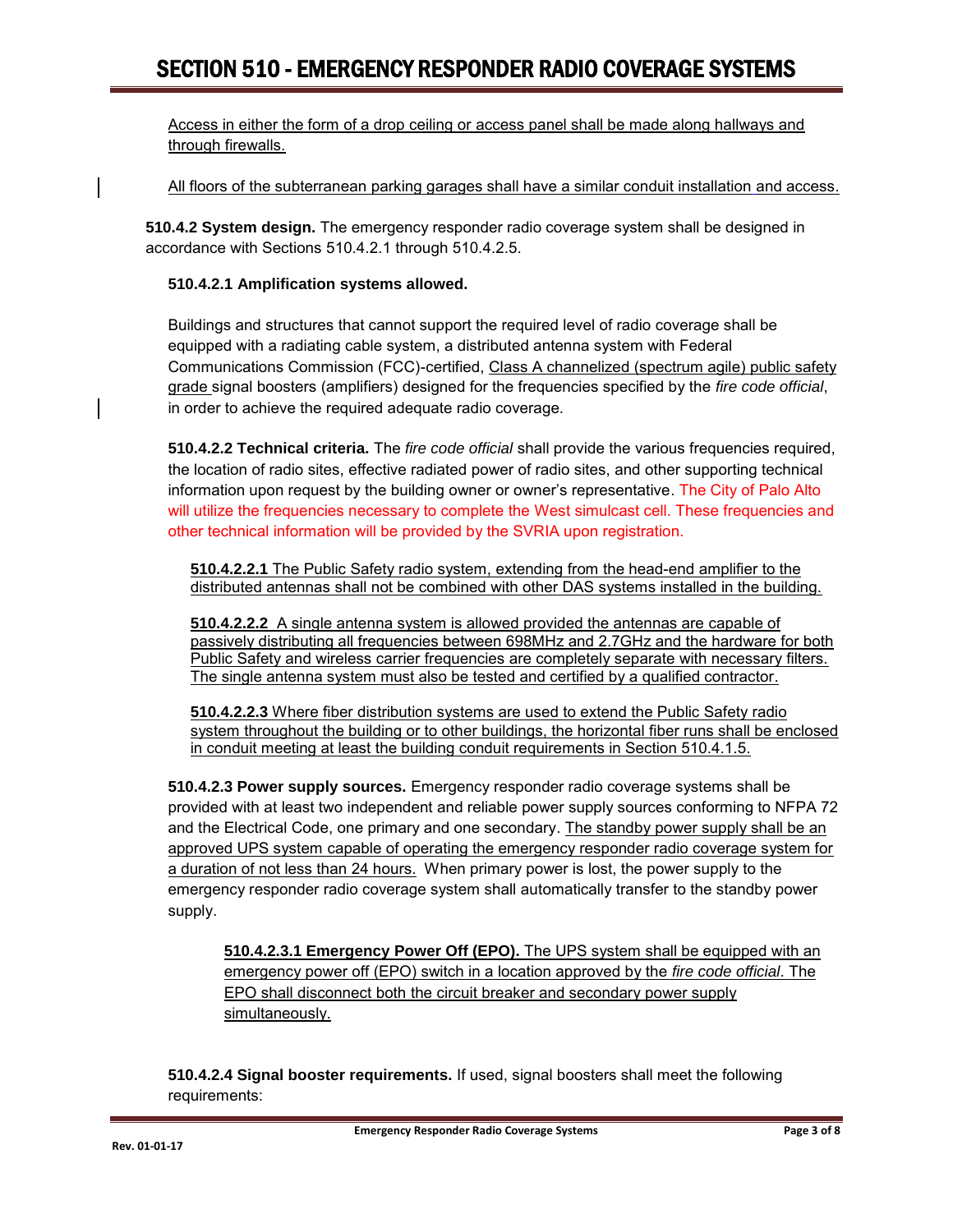Access in either the form of a drop ceiling or access panel shall be made along hallways and through firewalls.

All floors of the subterranean parking garages shall have a similar conduit installation and access.

**510.4.2 System design.** The emergency responder radio coverage system shall be designed in accordance with Sections 510.4.2.1 through 510.4.2.5.

**510.4.2.1 Amplification systems allowed.**

Buildings and structures that cannot support the required level of radio coverage shall be equipped with a radiating cable system, a distributed antenna system with Federal Communications Commission (FCC)-certified, Class A channelized (spectrum agile) public safety grade signal boosters (amplifiers) designed for the frequencies specified by the *fire code official*, in order to achieve the required adequate radio coverage.

**510.4.2.2 Technical criteria.** The *fire code official* shall provide the various frequencies required, the location of radio sites, effective radiated power of radio sites, and other supporting technical information upon request by the building owner or owner's representative. The City of Palo Alto will utilize the frequencies necessary to complete the West simulcast cell. These frequencies and other technical information will be provided by the SVRIA upon registration.

**510.4.2.2.1** The Public Safety radio system, extending from the head-end amplifier to the distributed antennas shall not be combined with other DAS systems installed in the building.

**510.4.2.2.2** A single antenna system is allowed provided the antennas are capable of passively distributing all frequencies between 698MHz and 2.7GHz and the hardware for both Public Safety and wireless carrier frequencies are completely separate with necessary filters. The single antenna system must also be tested and certified by a qualified contractor.

**510.4.2.2.3** Where fiber distribution systems are used to extend the Public Safety radio system throughout the building or to other buildings, the horizontal fiber runs shall be enclosed in conduit meeting at least the building conduit requirements in Section 510.4.1.5.

**510.4.2.3 Power supply sources.** Emergency responder radio coverage systems shall be provided with at least two independent and reliable power supply sources conforming to NFPA 72 and the Electrical Code, one primary and one secondary. The standby power supply shall be an approved UPS system capable of operating the emergency responder radio coverage system for a duration of not less than 24 hours. When primary power is lost, the power supply to the emergency responder radio coverage system shall automatically transfer to the standby power supply.

**510.4.2.3.1 Emergency Power Off (EPO).** The UPS system shall be equipped with an emergency power off (EPO) switch in a location approved by the *fire code official*. The EPO shall disconnect both the circuit breaker and secondary power supply simultaneously.

**510.4.2.4 Signal booster requirements.** If used, signal boosters shall meet the following requirements: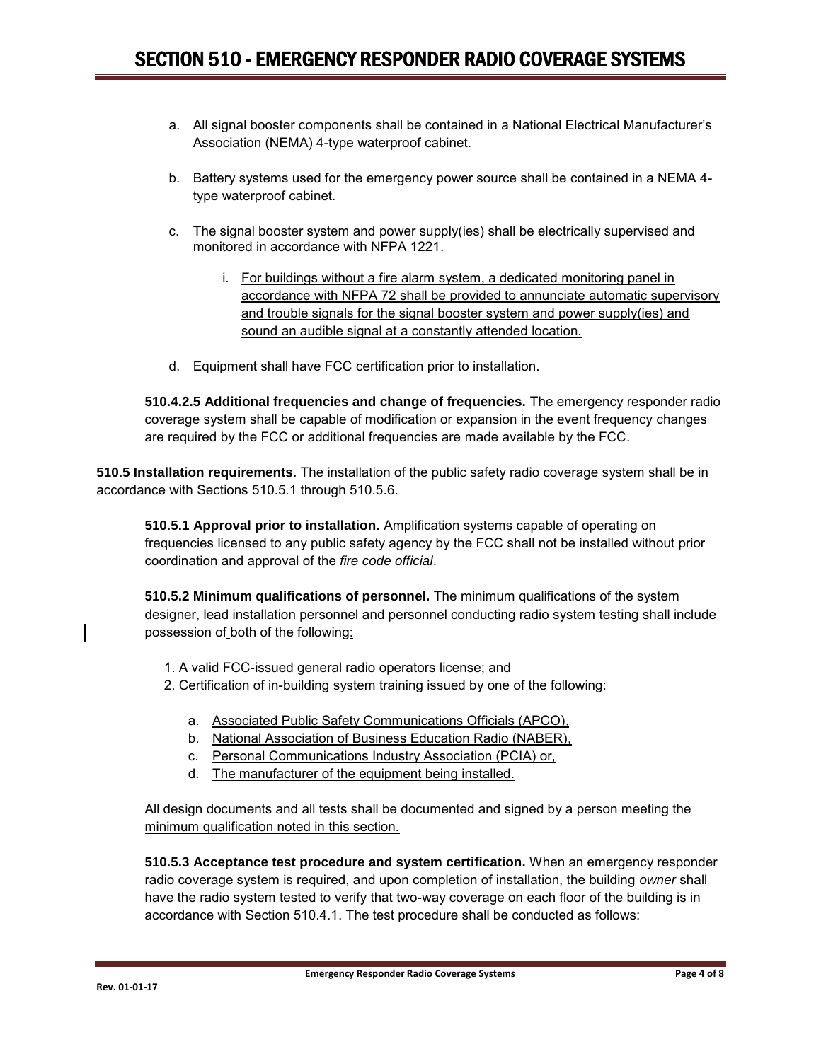a. All signal booster components shall be contained in a National Electrical Manufacturer's Association (NEMA) 4-type waterproof cabinet.

b. Battery systems used for the emergency power source shall be contained in a NEMA 4-type waterproof cabinet.

c. The signal booster system and power supply(ies) shall be electrically supervised and monitored in accordance with NFPA 1221.

   i. For buildings without a fire alarm system, a dedicated monitoring panel in accordance with NFPA 72 shall be provided to annunciate automatic supervisory and trouble signals for the signal booster system and power supply(ies) and sound an audible signal at a constantly attended location.

d. Equipment shall have FCC certification prior to installation.

**510.4.2.5 Additional frequencies and change of frequencies.** The emergency responder radio coverage system shall be capable of modification or expansion in the event frequency changes are required by the FCC or additional frequencies are made available by the FCC.

**510.5 Installation requirements.** The installation of the public safety radio coverage system shall be in accordance with Sections 510.5.1 through 510.5.6.

**510.5.1 Approval prior to installation.** Amplification systems capable of operating on frequencies licensed to any public safety agency by the FCC shall not be installed without prior coordination and approval of the *fire code official*.

**510.5.2 Minimum qualifications of personnel.** The minimum qualifications of the system designer, lead installation personnel and personnel conducting radio system testing shall include possession of both of the following:

1. A valid FCC-issued general radio operators license; and
2. Certification of in-building system training issued by one of the following:

   a. Associated Public Safety Communications Officials (APCO),
   b. National Association of Business Education Radio (NABER),
   c. Personal Communications Industry Association (PCIA) or,
   d. The manufacturer of the equipment being installed.

All design documents and all tests shall be documented and signed by a person meeting the minimum qualification noted in this section.

**510.5.3 Acceptance test procedure and system certification.** When an emergency responder radio coverage system is required, and upon completion of installation, the building *owner* shall have the radio system tested to verify that two-way coverage on each floor of the building is in accordance with Section 510.4.1. The test procedure shall be conducted as follows: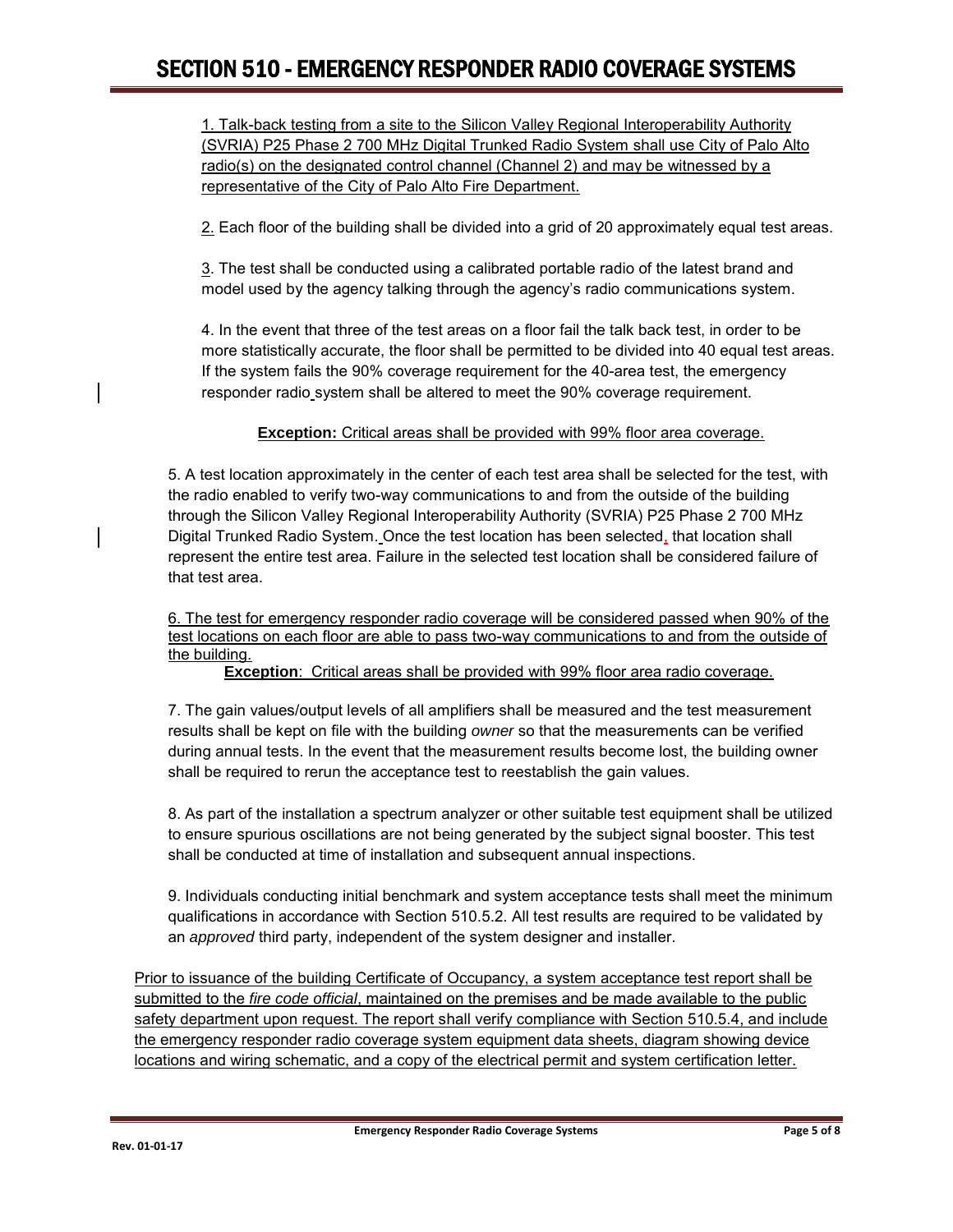1. Talk-back testing from a site to the Silicon Valley Regional Interoperability Authority (SVRIA) P25 Phase 2 700 MHz Digital Trunked Radio System shall use City of Palo Alto radio(s) on the designated control channel (Channel 2) and may be witnessed by a representative of the City of Palo Alto Fire Department.

2. Each floor of the building shall be divided into a grid of 20 approximately equal test areas.

3. The test shall be conducted using a calibrated portable radio of the latest brand and model used by the agency talking through the agency's radio communications system.

4. In the event that three of the test areas on a floor fail the talk back test, in order to be more statistically accurate, the floor shall be permitted to be divided into 40 equal test areas. If the system fails the 90% coverage requirement for the 40-area test, the emergency responder radio system shall be altered to meet the 90% coverage requirement.

**Exception:** Critical areas shall be provided with 99% floor area coverage.

5. A test location approximately in the center of each test area shall be selected for the test, with the radio enabled to verify two-way communications to and from the outside of the building through the Silicon Valley Regional Interoperability Authority (SVRIA) P25 Phase 2 700 MHz Digital Trunked Radio System. Once the test location has been selected, that location shall represent the entire test area. Failure in the selected test location shall be considered failure of that test area.

6. The test for emergency responder radio coverage will be considered passed when 90% of the test locations on each floor are able to pass two-way communications to and from the outside of the building.

**Exception**: Critical areas shall be provided with 99% floor area radio coverage.

7. The gain values/output levels of all amplifiers shall be measured and the test measurement results shall be kept on file with the building *owner* so that the measurements can be verified during annual tests. In the event that the measurement results become lost, the building owner shall be required to rerun the acceptance test to reestablish the gain values.

8. As part of the installation a spectrum analyzer or other suitable test equipment shall be utilized to ensure spurious oscillations are not being generated by the subject signal booster. This test shall be conducted at time of installation and subsequent annual inspections.

9. Individuals conducting initial benchmark and system acceptance tests shall meet the minimum qualifications in accordance with Section 510.5.2. All test results are required to be validated by an *approved* third party, independent of the system designer and installer.

Prior to issuance of the building Certificate of Occupancy, a system acceptance test report shall be submitted to the *fire code official*, maintained on the premises and be made available to the public safety department upon request. The report shall verify compliance with Section 510.5.4, and include the emergency responder radio coverage system equipment data sheets, diagram showing device locations and wiring schematic, and a copy of the electrical permit and system certification letter.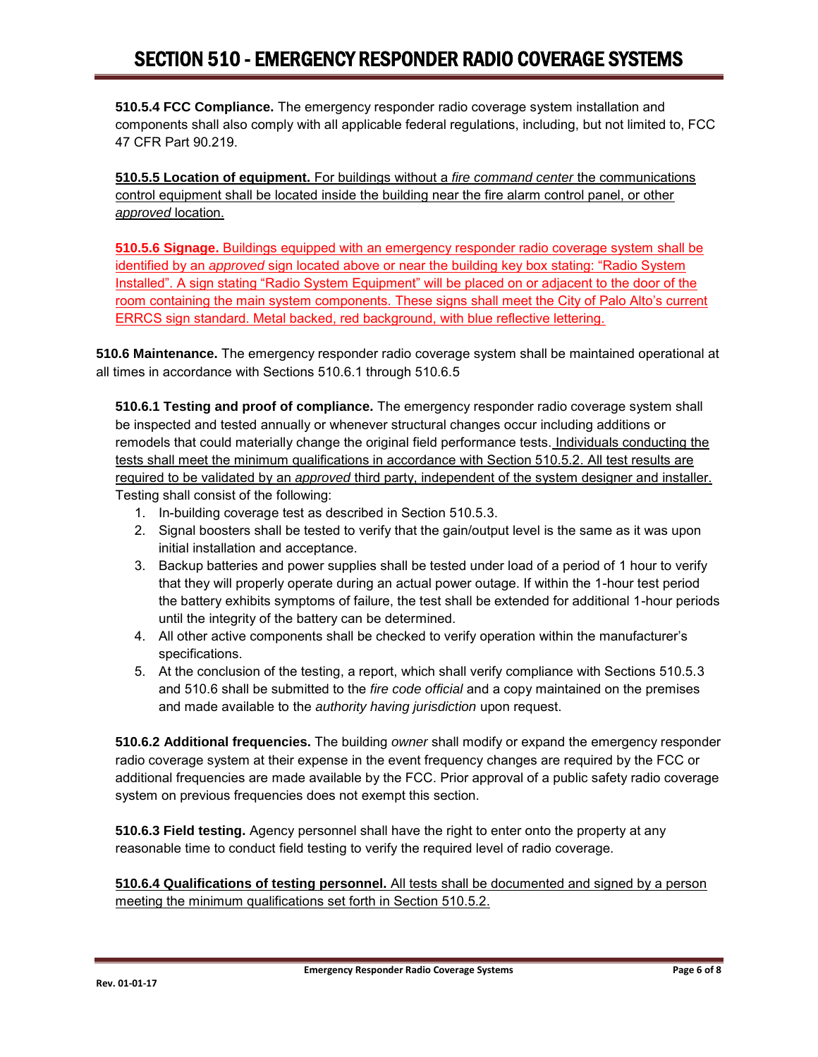**510.5.4 FCC Compliance.** The emergency responder radio coverage system installation and components shall also comply with all applicable federal regulations, including, but not limited to, FCC 47 CFR Part 90.219.

**510.5.5 Location of equipment.** For buildings without a *fire command center* the communications control equipment shall be located inside the building near the fire alarm control panel, or other *approved* location.

**510.5.6 Signage.** Buildings equipped with an emergency responder radio coverage system shall be identified by an *approved* sign located above or near the building key box stating: "Radio System Installed". A sign stating "Radio System Equipment" will be placed on or adjacent to the door of the room containing the main system components. These signs shall meet the City of Palo Alto's current ERRCS sign standard. Metal backed, red background, with blue reflective lettering.

**510.6 Maintenance.** The emergency responder radio coverage system shall be maintained operational at all times in accordance with Sections 510.6.1 through 510.6.5

**510.6.1 Testing and proof of compliance.** The emergency responder radio coverage system shall be inspected and tested annually or whenever structural changes occur including additions or remodels that could materially change the original field performance tests. Individuals conducting the tests shall meet the minimum qualifications in accordance with Section 510.5.2. All test results are required to be validated by an *approved* third party, independent of the system designer and installer. Testing shall consist of the following:

1. In-building coverage test as described in Section 510.5.3.
2. Signal boosters shall be tested to verify that the gain/output level is the same as it was upon initial installation and acceptance.
3. Backup batteries and power supplies shall be tested under load of a period of 1 hour to verify that they will properly operate during an actual power outage. If within the 1-hour test period the battery exhibits symptoms of failure, the test shall be extended for additional 1-hour periods until the integrity of the battery can be determined.
4. All other active components shall be checked to verify operation within the manufacturer's specifications.
5. At the conclusion of the testing, a report, which shall verify compliance with Sections 510.5.3 and 510.6 shall be submitted to the *fire code official* and a copy maintained on the premises and made available to the *authority having jurisdiction* upon request.

**510.6.2 Additional frequencies.** The building *owner* shall modify or expand the emergency responder radio coverage system at their expense in the event frequency changes are required by the FCC or additional frequencies are made available by the FCC. Prior approval of a public safety radio coverage system on previous frequencies does not exempt this section.

**510.6.3 Field testing.** Agency personnel shall have the right to enter onto the property at any reasonable time to conduct field testing to verify the required level of radio coverage.

**510.6.4 Qualifications of testing personnel.** All tests shall be documented and signed by a person meeting the minimum qualifications set forth in Section 510.5.2.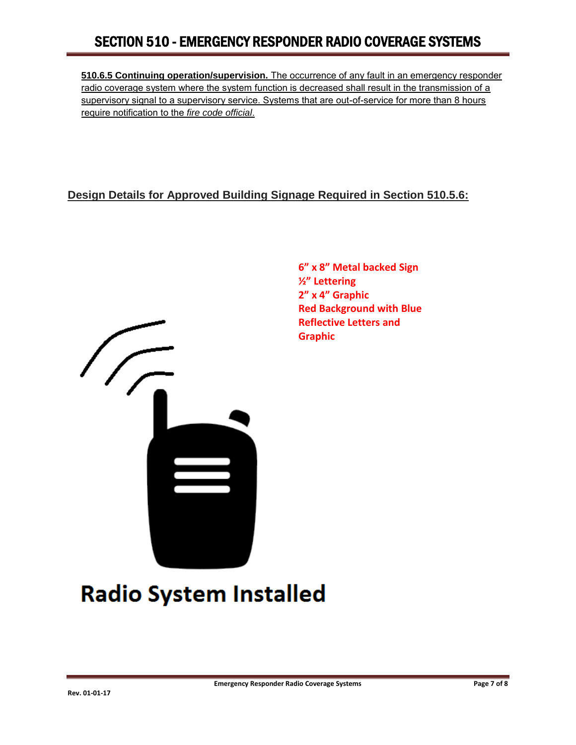**510.6.5 Continuing operation/supervision.** The occurrence of any fault in an emergency responder radio coverage system where the system function is decreased shall result in the transmission of a supervisory signal to a supervisory service. Systems that are out-of-service for more than 8 hours require notification to the *fire code official*.

## Design Details for Approved Building Signage Required in Section 510.5.6:

**6" x 8" Metal backed Sign**
**½" Lettering**
**2" x 4" Graphic**
**Red Background with Blue Reflective Letters and Graphic**

# Radio System Installed